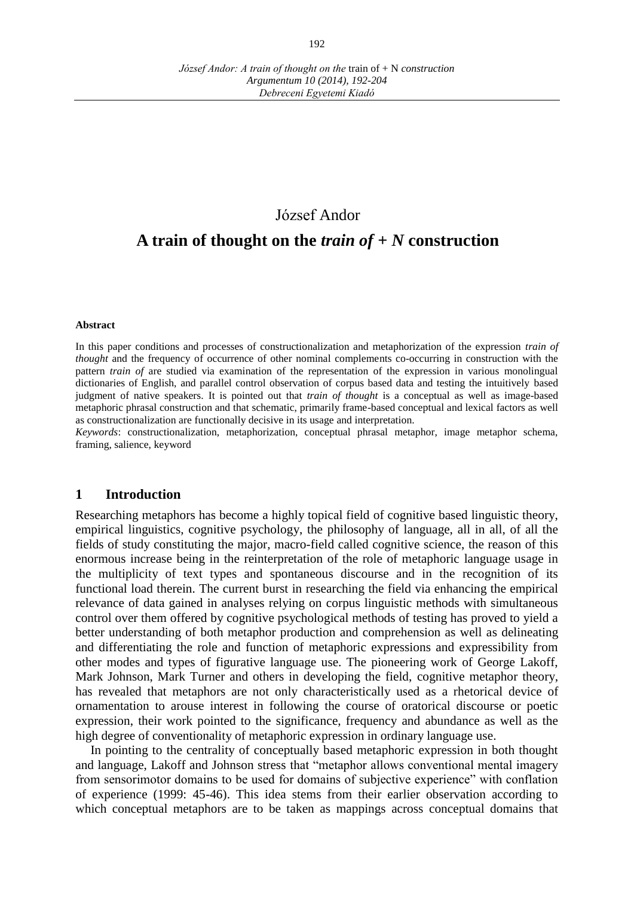József Andor

# A train of thought on the *train of + N* construction

**Abstract**

In this paper conditions and processes of constructionalization and metaphorization of the expression *train of thought* and the frequency of occurrence of other nominal complements co-occurring in construction with the pattern *train of* are studied via examination of the representation of the expression in various monolingual dictionaries of English, and parallel control observation of corpus based data and testing the intuitively based judgment of native speakers. It is pointed out that *train of thought* is a conceptual as well as image-based metaphoric phrasal construction and that schematic, primarily frame-based conceptual and lexical factors as well as constructionalization are functionally decisive in its usage and interpretation.

*Keywords*: constructionalization, metaphorization, conceptual phrasal metaphor, image metaphor schema, framing, salience, keyword

## 1 Introduction

Researching metaphors has become a highly topical field of cognitive based linguistic theory, empirical linguistics, cognitive psychology, the philosophy of language, all in all, of all the fields of study constituting the major, macro-field called cognitive science, the reason of this enormous increase being in the reinterpretation of the role of metaphoric language usage in the multiplicity of text types and spontaneous discourse and in the recognition of its functional load therein. The current burst in researching the field via enhancing the empirical relevance of data gained in analyses relying on corpus linguistic methods with simultaneous control over them offered by cognitive psychological methods of testing has proved to yield a better understanding of both metaphor production and comprehension as well as delineating and differentiating the role and function of metaphoric expressions and expressibility from other modes and types of figurative language use. The pioneering work of George Lakoff, Mark Johnson, Mark Turner and others in developing the field, cognitive metaphor theory, has revealed that metaphors are not only characteristically used as a rhetorical device of ornamentation to arouse interest in following the course of oratorical discourse or poetic expression, their work pointed to the significance, frequency and abundance as well as the high degree of conventionality of metaphoric expression in ordinary language use.

In pointing to the centrality of conceptually based metaphoric expression in both thought and language, Lakoff and Johnson stress that "metaphor allows conventional mental imagery from sensorimotor domains to be used for domains of subjective experience" with conflation of experience (1999: 45-46). This idea stems from their earlier observation according to which conceptual metaphors are to be taken as mappings across conceptual domains that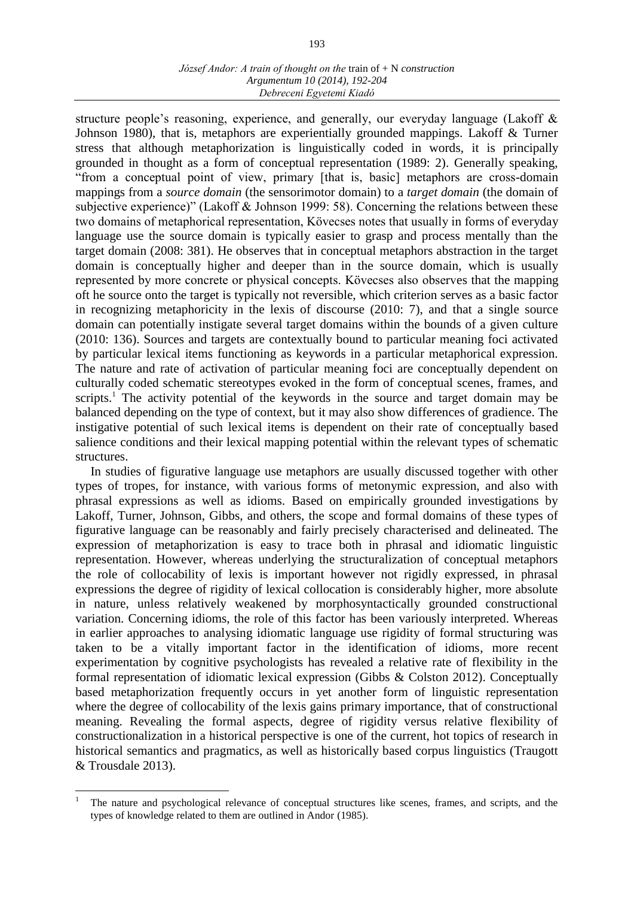structure people's reasoning, experience, and generally, our everyday language (Lakoff & Johnson 1980), that is, metaphors are experientially grounded mappings. Lakoff & Turner stress that although metaphorization is linguistically coded in words, it is principally grounded in thought as a form of conceptual representation (1989: 2). Generally speaking, "from a conceptual point of view, primary [that is, basic] metaphors are cross-domain mappings from a *source domain* (the sensorimotor domain) to a *target domain* (the domain of subjective experience)" (Lakoff & Johnson 1999: 58). Concerning the relations between these two domains of metaphorical representation, Kövecses notes that usually in forms of everyday language use the source domain is typically easier to grasp and process mentally than the target domain (2008: 381). He observes that in conceptual metaphors abstraction in the target domain is conceptually higher and deeper than in the source domain, which is usually represented by more concrete or physical concepts. Kövecses also observes that the mapping oft he source onto the target is typically not reversible, which criterion serves as a basic factor in recognizing metaphoricity in the lexis of discourse (2010: 7), and that a single source domain can potentially instigate several target domains within the bounds of a given culture (2010: 136). Sources and targets are contextually bound to particular meaning foci activated by particular lexical items functioning as keywords in a particular metaphorical expression. The nature and rate of activation of particular meaning foci are conceptually dependent on culturally coded schematic stereotypes evoked in the form of conceptual scenes, frames, and scripts.[1] The activity potential of the keywords in the source and target domain may be balanced depending on the type of context, but it may also show differences of gradience. The instigative potential of such lexical items is dependent on their rate of conceptually based salience conditions and their lexical mapping potential within the relevant types of schematic structures.

In studies of figurative language use metaphors are usually discussed together with other types of tropes, for instance, with various forms of metonymic expression, and also with phrasal expressions as well as idioms. Based on empirically grounded investigations by Lakoff, Turner, Johnson, Gibbs, and others, the scope and formal domains of these types of figurative language can be reasonably and fairly precisely characterised and delineated. The expression of metaphorization is easy to trace both in phrasal and idiomatic linguistic representation. However, whereas underlying the structuralization of conceptual metaphors the role of collocability of lexis is important however not rigidly expressed, in phrasal expressions the degree of rigidity of lexical collocation is considerably higher, more absolute in nature, unless relatively weakened by morphosyntactically grounded constructional variation. Concerning idioms, the role of this factor has been variously interpreted. Whereas in earlier approaches to analysing idiomatic language use rigidity of formal structuring was taken to be a vitally important factor in the identification of idioms, more recent experimentation by cognitive psychologists has revealed a relative rate of flexibility in the formal representation of idiomatic lexical expression (Gibbs & Colston 2012). Conceptually based metaphorization frequently occurs in yet another form of linguistic representation where the degree of collocability of the lexis gains primary importance, that of constructional meaning. Revealing the formal aspects, degree of rigidity versus relative flexibility of constructionalization in a historical perspective is one of the current, hot topics of research in historical semantics and pragmatics, as well as historically based corpus linguistics (Traugott & Trousdale 2013).

---

[1] The nature and psychological relevance of conceptual structures like scenes, frames, and scripts, and the types of knowledge related to them are outlined in Andor (1985).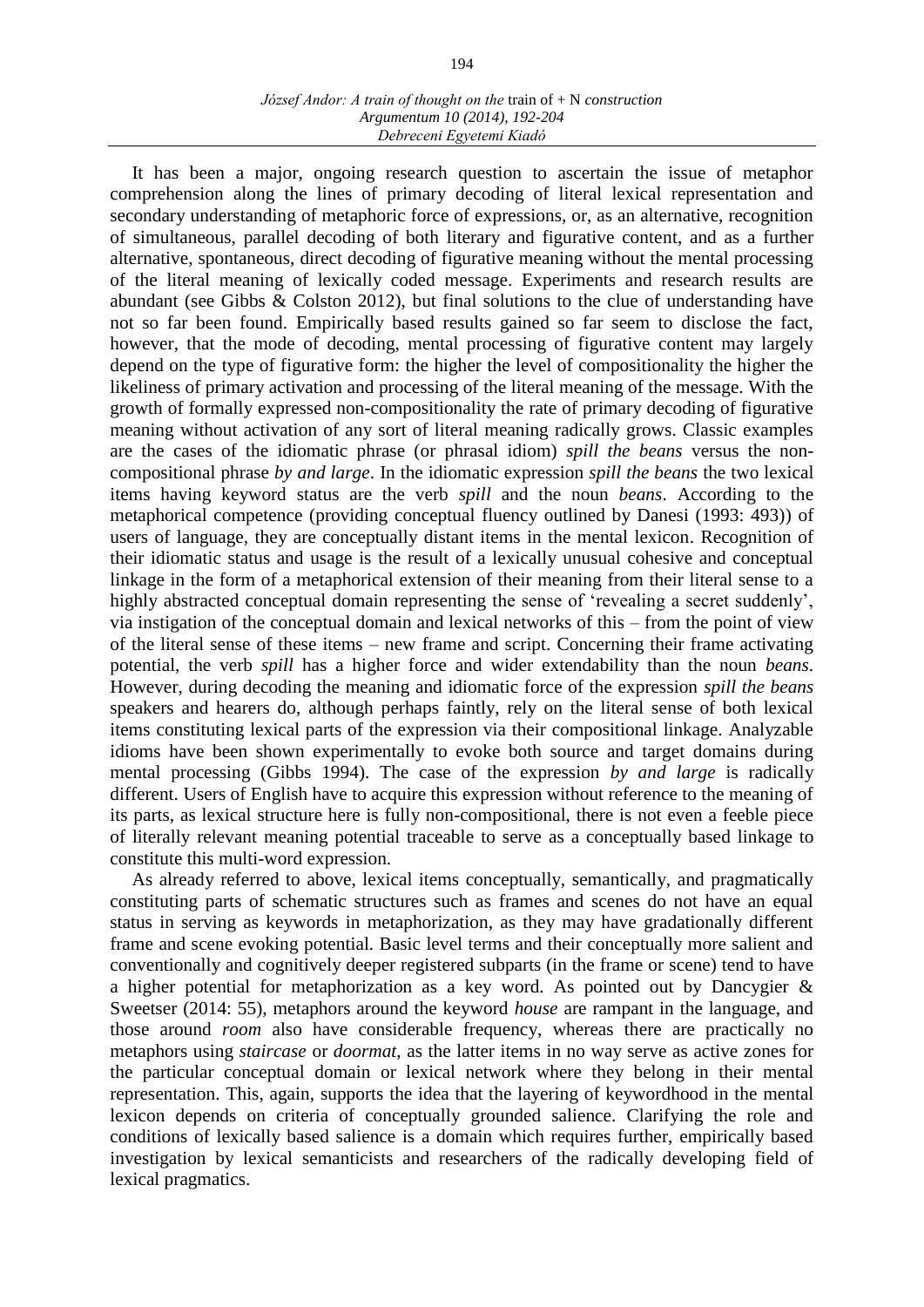It has been a major, ongoing research question to ascertain the issue of metaphor comprehension along the lines of primary decoding of literal lexical representation and secondary understanding of metaphoric force of expressions, or, as an alternative, recognition of simultaneous, parallel decoding of both literary and figurative content, and as a further alternative, spontaneous, direct decoding of figurative meaning without the mental processing of the literal meaning of lexically coded message. Experiments and research results are abundant (see Gibbs & Colston 2012), but final solutions to the clue of understanding have not so far been found. Empirically based results gained so far seem to disclose the fact, however, that the mode of decoding, mental processing of figurative content may largely depend on the type of figurative form: the higher the level of compositionality the higher the likeliness of primary activation and processing of the literal meaning of the message. With the growth of formally expressed non-compositionality the rate of primary decoding of figurative meaning without activation of any sort of literal meaning radically grows. Classic examples are the cases of the idiomatic phrase (or phrasal idiom) *spill the beans* versus the non-compositional phrase *by and large*. In the idiomatic expression *spill the beans* the two lexical items having keyword status are the verb *spill* and the noun *beans*. According to the metaphorical competence (providing conceptual fluency outlined by Danesi (1993: 493)) of users of language, they are conceptually distant items in the mental lexicon. Recognition of their idiomatic status and usage is the result of a lexically unusual cohesive and conceptual linkage in the form of a metaphorical extension of their meaning from their literal sense to a highly abstracted conceptual domain representing the sense of 'revealing a secret suddenly', via instigation of the conceptual domain and lexical networks of this – from the point of view of the literal sense of these items – new frame and script. Concerning their frame activating potential, the verb *spill* has a higher force and wider extendability than the noun *beans*. However, during decoding the meaning and idiomatic force of the expression *spill the beans* speakers and hearers do, although perhaps faintly, rely on the literal sense of both lexical items constituting lexical parts of the expression via their compositional linkage. Analyzable idioms have been shown experimentally to evoke both source and target domains during mental processing (Gibbs 1994). The case of the expression *by and large* is radically different. Users of English have to acquire this expression without reference to the meaning of its parts, as lexical structure here is fully non-compositional, there is not even a feeble piece of literally relevant meaning potential traceable to serve as a conceptually based linkage to constitute this multi-word expression.

As already referred to above, lexical items conceptually, semantically, and pragmatically constituting parts of schematic structures such as frames and scenes do not have an equal status in serving as keywords in metaphorization, as they may have gradationally different frame and scene evoking potential. Basic level terms and their conceptually more salient and conventionally and cognitively deeper registered subparts (in the frame or scene) tend to have a higher potential for metaphorization as a key word. As pointed out by Dancygier & Sweetser (2014: 55), metaphors around the keyword *house* are rampant in the language, and those around *room* also have considerable frequency, whereas there are practically no metaphors using *staircase* or *doormat*, as the latter items in no way serve as active zones for the particular conceptual domain or lexical network where they belong in their mental representation. This, again, supports the idea that the layering of keywordhood in the mental lexicon depends on criteria of conceptually grounded salience. Clarifying the role and conditions of lexically based salience is a domain which requires further, empirically based investigation by lexical semanticists and researchers of the radically developing field of lexical pragmatics.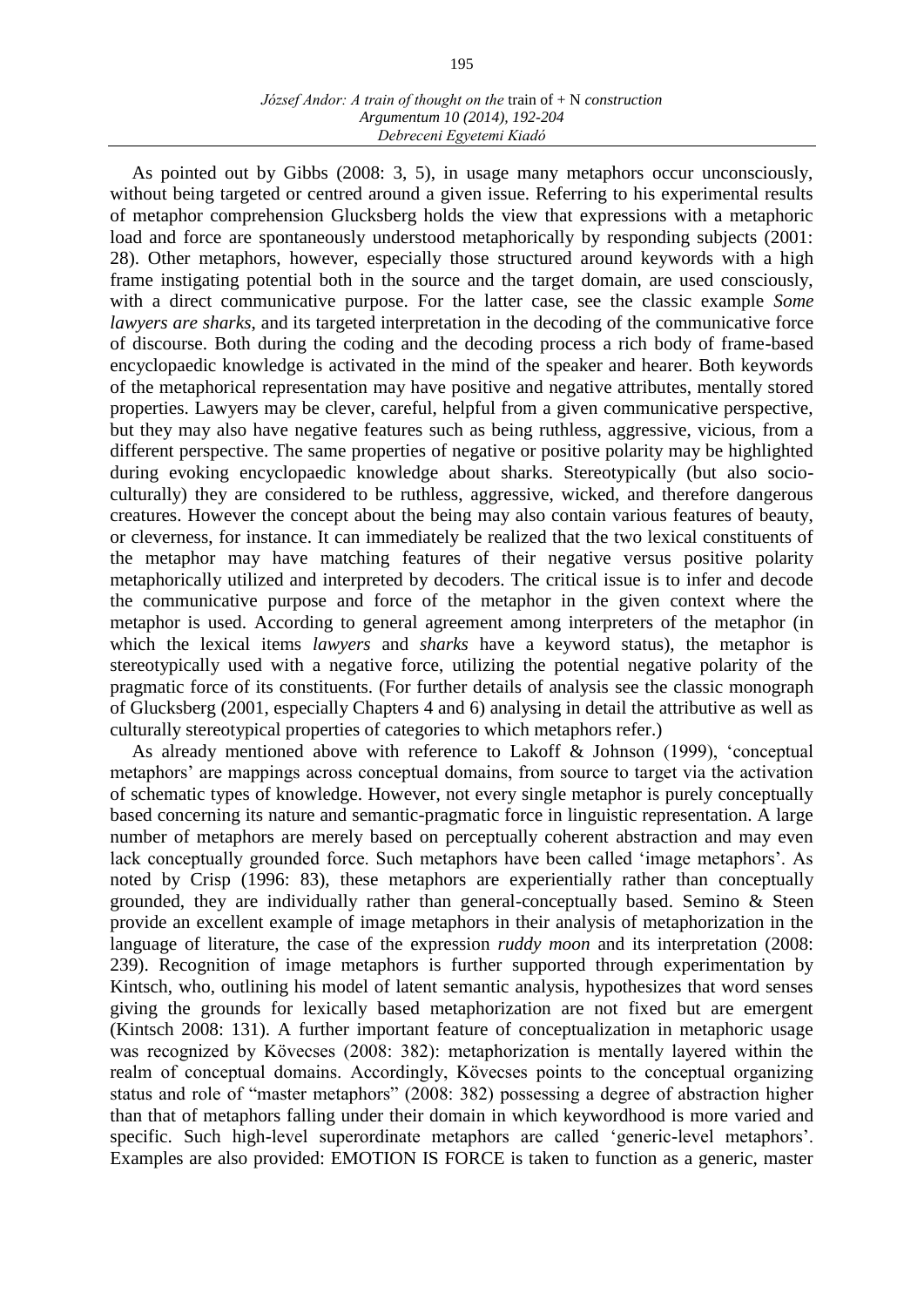As pointed out by Gibbs (2008: 3, 5), in usage many metaphors occur unconsciously, without being targeted or centred around a given issue. Referring to his experimental results of metaphor comprehension Glucksberg holds the view that expressions with a metaphoric load and force are spontaneously understood metaphorically by responding subjects (2001: 28). Other metaphors, however, especially those structured around keywords with a high frame instigating potential both in the source and the target domain, are used consciously, with a direct communicative purpose. For the latter case, see the classic example *Some lawyers are sharks*, and its targeted interpretation in the decoding of the communicative force of discourse. Both during the coding and the decoding process a rich body of frame-based encyclopaedic knowledge is activated in the mind of the speaker and hearer. Both keywords of the metaphorical representation may have positive and negative attributes, mentally stored properties. Lawyers may be clever, careful, helpful from a given communicative perspective, but they may also have negative features such as being ruthless, aggressive, vicious, from a different perspective. The same properties of negative or positive polarity may be highlighted during evoking encyclopaedic knowledge about sharks. Stereotypically (but also socio-culturally) they are considered to be ruthless, aggressive, wicked, and therefore dangerous creatures. However the concept about the being may also contain various features of beauty, or cleverness, for instance. It can immediately be realized that the two lexical constituents of the metaphor may have matching features of their negative versus positive polarity metaphorically utilized and interpreted by decoders. The critical issue is to infer and decode the communicative purpose and force of the metaphor in the given context where the metaphor is used. According to general agreement among interpreters of the metaphor (in which the lexical items *lawyers* and *sharks* have a keyword status), the metaphor is stereotypically used with a negative force, utilizing the potential negative polarity of the pragmatic force of its constituents. (For further details of analysis see the classic monograph of Glucksberg (2001, especially Chapters 4 and 6) analysing in detail the attributive as well as culturally stereotypical properties of categories to which metaphors refer.)

As already mentioned above with reference to Lakoff & Johnson (1999), 'conceptual metaphors' are mappings across conceptual domains, from source to target via the activation of schematic types of knowledge. However, not every single metaphor is purely conceptually based concerning its nature and semantic-pragmatic force in linguistic representation. A large number of metaphors are merely based on perceptually coherent abstraction and may even lack conceptually grounded force. Such metaphors have been called 'image metaphors'. As noted by Crisp (1996: 83), these metaphors are experientially rather than conceptually grounded, they are individually rather than general-conceptually based. Semino & Steen provide an excellent example of image metaphors in their analysis of metaphorization in the language of literature, the case of the expression *ruddy moon* and its interpretation (2008: 239). Recognition of image metaphors is further supported through experimentation by Kintsch, who, outlining his model of latent semantic analysis, hypothesizes that word senses giving the grounds for lexically based metaphorization are not fixed but are emergent (Kintsch 2008: 131). A further important feature of conceptualization in metaphoric usage was recognized by Kövecses (2008: 382): metaphorization is mentally layered within the realm of conceptual domains. Accordingly, Kövecses points to the conceptual organizing status and role of "master metaphors" (2008: 382) possessing a degree of abstraction higher than that of metaphors falling under their domain in which keywordhood is more varied and specific. Such high-level superordinate metaphors are called 'generic-level metaphors'. Examples are also provided: EMOTION IS FORCE is taken to function as a generic, master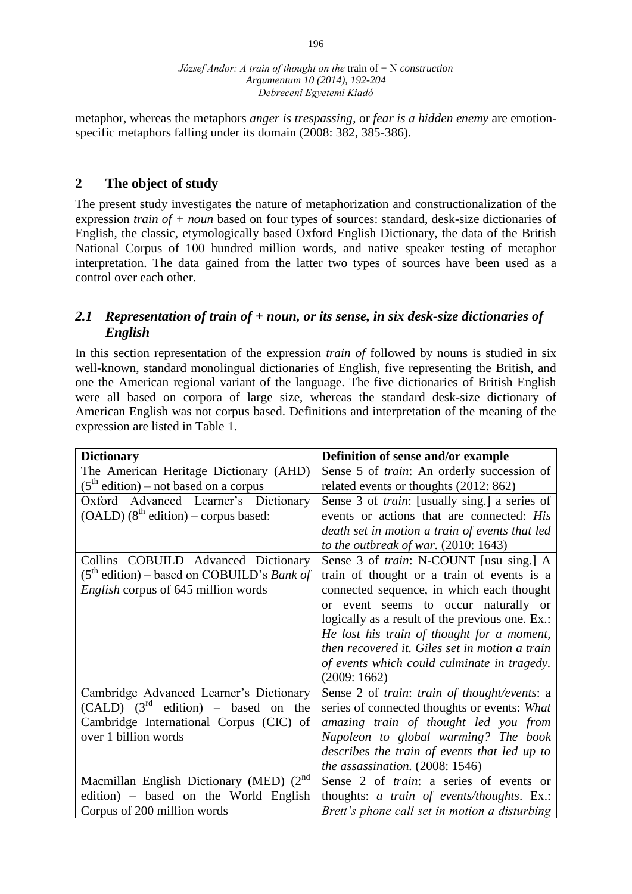metaphor, whereas the metaphors *anger is trespassing*, or *fear is a hidden enemy* are emotion-specific metaphors falling under its domain (2008: 382, 385-386).

## 2 The object of study

The present study investigates the nature of metaphorization and constructionalization of the expression *train of + noun* based on four types of sources: standard, desk-size dictionaries of English, the classic, etymologically based Oxford English Dictionary, the data of the British National Corpus of 100 hundred million words, and native speaker testing of metaphor interpretation. The data gained from the latter two types of sources have been used as a control over each other.

### *2.1 Representation of train of + noun, or its sense, in six desk-size dictionaries of English*

In this section representation of the expression *train of* followed by nouns is studied in six well-known, standard monolingual dictionaries of English, five representing the British, and one the American regional variant of the language. The five dictionaries of British English were all based on corpora of large size, whereas the standard desk-size dictionary of American English was not corpus based. Definitions and interpretation of the meaning of the expression are listed in Table 1.

| **Dictionary** | **Definition of sense and/or example** |
|---|---|
| The American Heritage Dictionary (AHD) (5th edition) – not based on a corpus | Sense 5 of *train*: An orderly succession of related events or thoughts (2012: 862) |
| Oxford Advanced Learner's Dictionary (OALD) (8th edition) – corpus based: | Sense 3 of *train*: [usually sing.] a series of events or actions that are connected: *His death set in motion a train of events that led to the outbreak of war.* (2010: 1643) |
| Collins COBUILD Advanced Dictionary (5th edition) – based on COBUILD's *Bank of English* corpus of 645 million words | Sense 3 of *train*: N-COUNT [usu sing.] A train of thought or a train of events is a connected sequence, in which each thought or event seems to occur naturally or logically as a result of the previous one. Ex.: *He lost his train of thought for a moment, then recovered it. Giles set in motion a train of events which could culminate in tragedy.* (2009: 1662) |
| Cambridge Advanced Learner's Dictionary (CALD) (3rd edition) – based on the Cambridge International Corpus (CIC) of over 1 billion words | Sense 2 of *train*: *train of thought/events*: a series of connected thoughts or events: *What amazing train of thought led you from Napoleon to global warming? The book describes the train of events that led up to the assassination.* (2008: 1546) |
| Macmillan English Dictionary (MED) (2nd edition) – based on the World English Corpus of 200 million words | Sense 2 of *train*: a series of events or thoughts: *a train of events/thoughts*. Ex.: *Brett's phone call set in motion a disturbing* |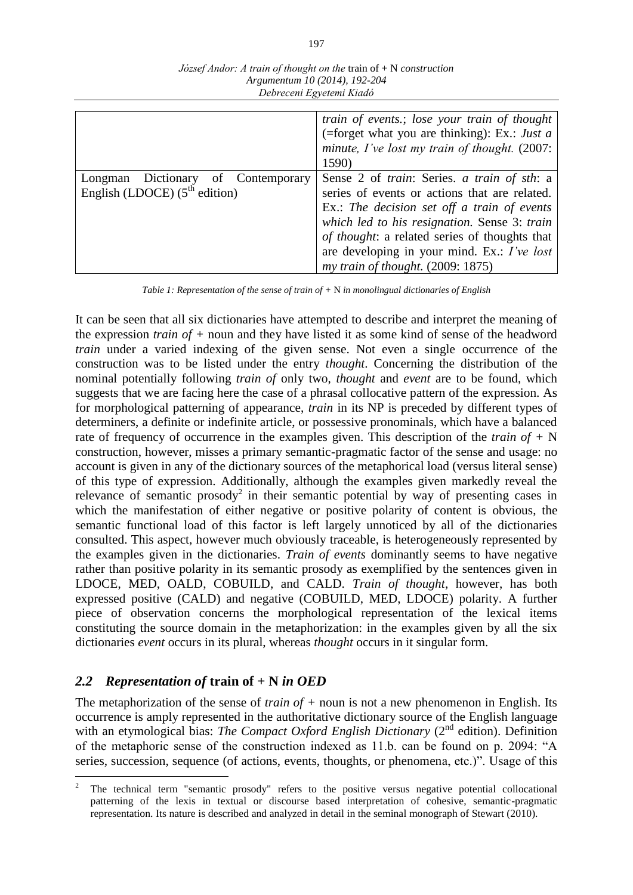| | |
|---|---|
| | *train of events.*; *lose your train of thought* (=forget what you are thinking): Ex.: *Just a minute, I've lost my train of thought.* (2007: 1590) |
| Longman Dictionary of Contemporary English (LDOCE) (5[th] edition) | Sense 2 of *train*: Series. *a train of sth*: a series of events or actions that are related. Ex.: *The decision set off a train of events which led to his resignation.* Sense 3: *train of thought*: a related series of thoughts that are developing in your mind. Ex.: *I've lost my train of thought.* (2009: 1875) |

*Table 1: Representation of the sense of train of +* N *in monolingual dictionaries of English*

It can be seen that all six dictionaries have attempted to describe and interpret the meaning of the expression *train of* + noun and they have listed it as some kind of sense of the headword *train* under a varied indexing of the given sense. Not even a single occurrence of the construction was to be listed under the entry *thought*. Concerning the distribution of the nominal potentially following *train of* only two, *thought* and *event* are to be found, which suggests that we are facing here the case of a phrasal collocative pattern of the expression. As for morphological patterning of appearance, *train* in its NP is preceded by different types of determiners, a definite or indefinite article, or possessive pronominals, which have a balanced rate of frequency of occurrence in the examples given. This description of the *train of* + N construction, however, misses a primary semantic-pragmatic factor of the sense and usage: no account is given in any of the dictionary sources of the metaphorical load (versus literal sense) of this type of expression. Additionally, although the examples given markedly reveal the relevance of semantic prosody[2] in their semantic potential by way of presenting cases in which the manifestation of either negative or positive polarity of content is obvious, the semantic functional load of this factor is left largely unnoticed by all of the dictionaries consulted. This aspect, however much obviously traceable, is heterogeneously represented by the examples given in the dictionaries. *Train of events* dominantly seems to have negative rather than positive polarity in its semantic prosody as exemplified by the sentences given in LDOCE, MED, OALD, COBUILD, and CALD. *Train of thought*, however, has both expressed positive (CALD) and negative (COBUILD, MED, LDOCE) polarity. A further piece of observation concerns the morphological representation of the lexical items constituting the source domain in the metaphorization: in the examples given by all the six dictionaries *event* occurs in its plural, whereas *thought* occurs in it singular form.

## *2.2 Representation of* train of + N *in OED*

The metaphorization of the sense of *train of* + noun is not a new phenomenon in English. Its occurrence is amply represented in the authoritative dictionary source of the English language with an etymological bias: *The Compact Oxford English Dictionary* (2[nd] edition). Definition of the metaphoric sense of the construction indexed as 11.b. can be found on p. 2094: "A series, succession, sequence (of actions, events, thoughts, or phenomena, etc.)". Usage of this

[2] The technical term "semantic prosody" refers to the positive versus negative potential collocational patterning of the lexis in textual or discourse based interpretation of cohesive, semantic-pragmatic representation. Its nature is described and analyzed in detail in the seminal monograph of Stewart (2010).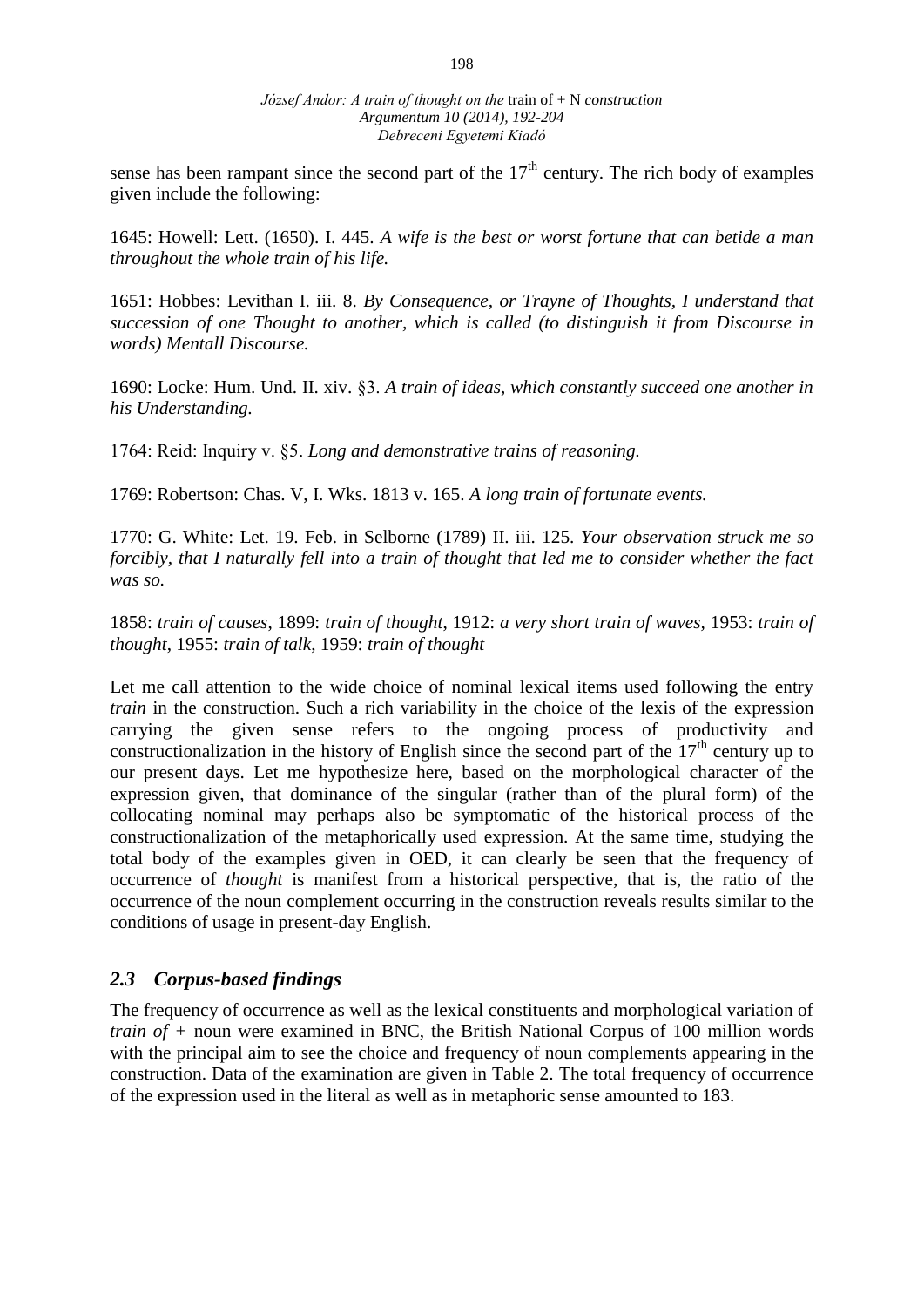sense has been rampant since the second part of the $17^{th}$ century. The rich body of examples given include the following:

1645: Howell: Lett. (1650). I. 445. *A wife is the best or worst fortune that can betide a man throughout the whole train of his life.*

1651: Hobbes: Levithan I. iii. 8. *By Consequence, or Trayne of Thoughts, I understand that succession of one Thought to another, which is called (to distinguish it from Discourse in words) Mentall Discourse.*

1690: Locke: Hum. Und. II. xiv. §3. *A train of ideas, which constantly succeed one another in his Understanding.*

1764: Reid: Inquiry v. §5. *Long and demonstrative trains of reasoning.*

1769: Robertson: Chas. V, I. Wks. 1813 v. 165. *A long train of fortunate events.*

1770: G. White: Let. 19. Feb. in Selborne (1789) II. iii. 125. *Your observation struck me so forcibly, that I naturally fell into a train of thought that led me to consider whether the fact was so.*

1858: *train of causes*, 1899: *train of thought*, 1912: *a very short train of waves*, 1953: *train of thought*, 1955: *train of talk*, 1959: *train of thought*

Let me call attention to the wide choice of nominal lexical items used following the entry *train* in the construction. Such a rich variability in the choice of the lexis of the expression carrying the given sense refers to the ongoing process of productivity and constructionalization in the history of English since the second part of the $17^{th}$ century up to our present days. Let me hypothesize here, based on the morphological character of the expression given, that dominance of the singular (rather than of the plural form) of the collocating nominal may perhaps also be symptomatic of the historical process of the constructionalization of the metaphorically used expression. At the same time, studying the total body of the examples given in OED, it can clearly be seen that the frequency of occurrence of *thought* is manifest from a historical perspective, that is, the ratio of the occurrence of the noun complement occurring in the construction reveals results similar to the conditions of usage in present-day English.

## *2.3 Corpus-based findings*

The frequency of occurrence as well as the lexical constituents and morphological variation of *train of* + noun were examined in BNC, the British National Corpus of 100 million words with the principal aim to see the choice and frequency of noun complements appearing in the construction. Data of the examination are given in Table 2. The total frequency of occurrence of the expression used in the literal as well as in metaphoric sense amounted to 183.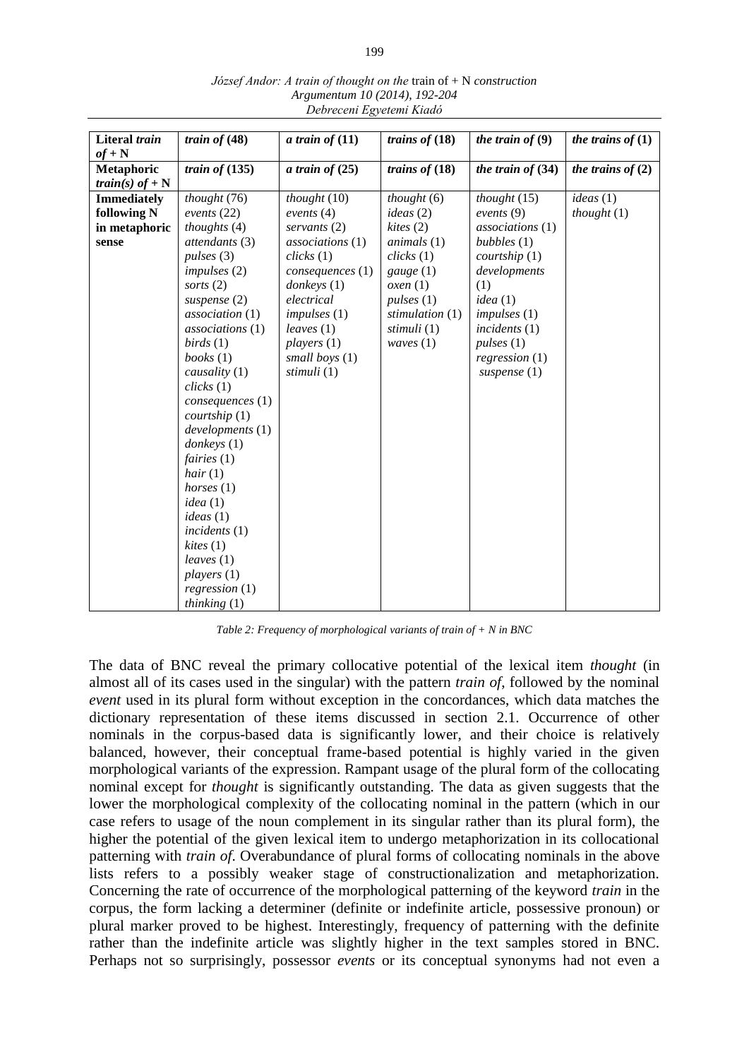| **Literal *train of* + N** | ***train of* (48)** | ***a train of* (11)** | ***trains of* (18)** | ***the train of* (9)** | ***the trains of* (1)** |
|---|---|---|---|---|---|
| **Metaphoric *train(s) of* + N** | ***train of* (135)** | ***a train of* (25)** | ***trains of* (18)** | ***the train of* (34)** | ***the trains of* (2)** |
| **Immediately following N in metaphoric sense** | *thought* (76)<br>*events* (22)<br>*thoughts* (4)<br>*attendants* (3)<br>*pulses* (3)<br>*impulses* (2)<br>*sorts* (2)<br>*suspense* (2)<br>*association* (1)<br>*associations* (1)<br>*birds* (1)<br>*books* (1)<br>*causality* (1)<br>*clicks* (1)<br>*consequences* (1)<br>*courtship* (1)<br>*developments* (1)<br>*donkeys* (1)<br>*fairies* (1)<br>*hair* (1)<br>*horses* (1)<br>*idea* (1)<br>*ideas* (1)<br>*incidents* (1)<br>*kites* (1)<br>*leaves* (1)<br>*players* (1)<br>*regression* (1)<br>*thinking* (1) | *thought* (10)<br>*events* (4)<br>*servants* (2)<br>*associations* (1)<br>*clicks* (1)<br>*consequences* (1)<br>*donkeys* (1)<br>*electrical impulses* (1)<br>*leaves* (1)<br>*players* (1)<br>*small boys* (1)<br>*stimuli* (1) | *thought* (6)<br>*ideas* (2)<br>*kites* (2)<br>*animals* (1)<br>*clicks* (1)<br>*gauge* (1)<br>*oxen* (1)<br>*pulses* (1)<br>*stimulation* (1)<br>*stimuli* (1)<br>*waves* (1) | *thought* (15)<br>*events* (9)<br>*associations* (1)<br>*bubbles* (1)<br>*courtship* (1)<br>*developments* (1)<br>*idea* (1)<br>*impulses* (1)<br>*incidents* (1)<br>*pulses* (1)<br>*regression* (1)<br>*suspense* (1) | *ideas* (1)<br>*thought* (1) |

*Table 2: Frequency of morphological variants of train of + N in BNC*

The data of BNC reveal the primary collocative potential of the lexical item *thought* (in almost all of its cases used in the singular) with the pattern *train of*, followed by the nominal *event* used in its plural form without exception in the concordances, which data matches the dictionary representation of these items discussed in section 2.1. Occurrence of other nominals in the corpus-based data is significantly lower, and their choice is relatively balanced, however, their conceptual frame-based potential is highly varied in the given morphological variants of the expression. Rampant usage of the plural form of the collocating nominal except for *thought* is significantly outstanding. The data as given suggests that the lower the morphological complexity of the collocating nominal in the pattern (which in our case refers to usage of the noun complement in its singular rather than its plural form), the higher the potential of the given lexical item to undergo metaphorization in its collocational patterning with *train of*. Overabundance of plural forms of collocating nominals in the above lists refers to a possibly weaker stage of constructionalization and metaphorization. Concerning the rate of occurrence of the morphological patterning of the keyword *train* in the corpus, the form lacking a determiner (definite or indefinite article, possessive pronoun) or plural marker proved to be highest. Interestingly, frequency of patterning with the definite rather than the indefinite article was slightly higher in the text samples stored in BNC. Perhaps not so surprisingly, possessor *events* or its conceptual synonyms had not even a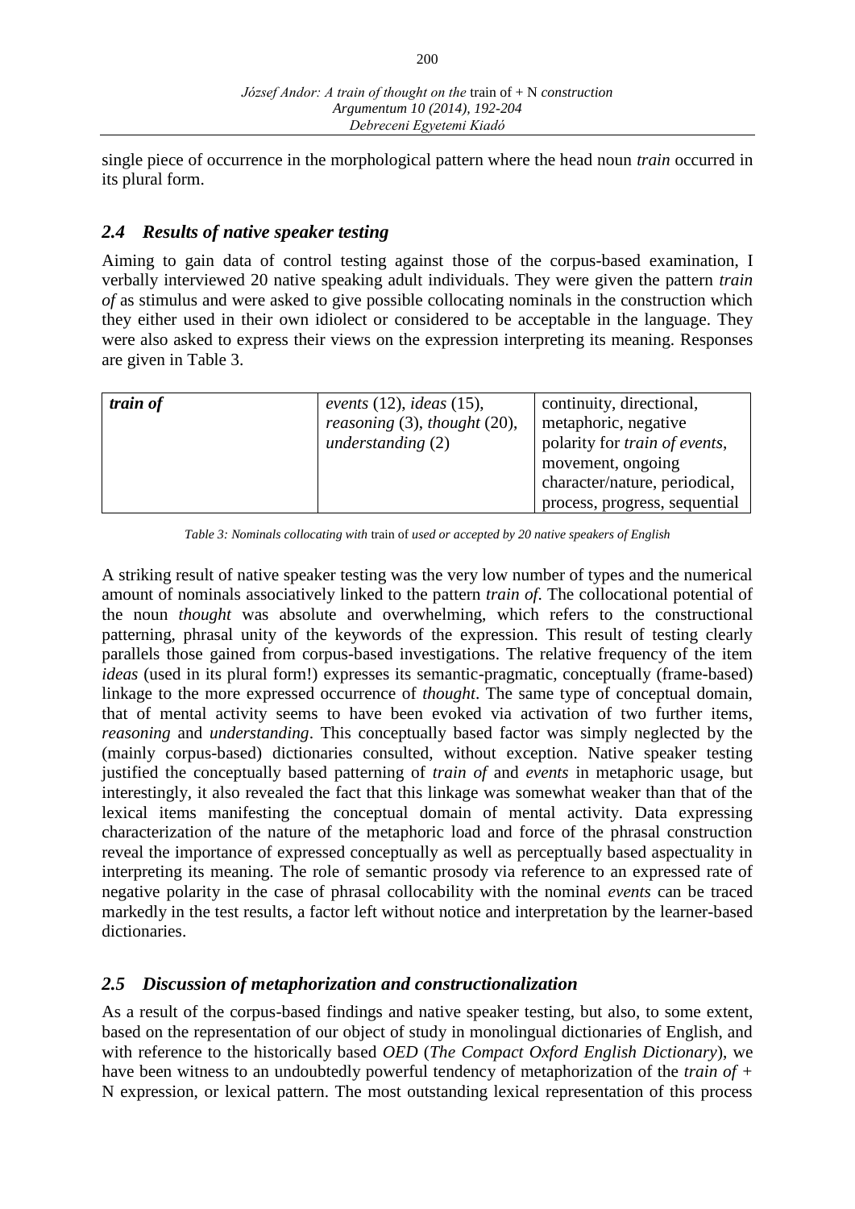single piece of occurrence in the morphological pattern where the head noun *train* occurred in its plural form.

## *2.4 Results of native speaker testing*

Aiming to gain data of control testing against those of the corpus-based examination, I verbally interviewed 20 native speaking adult individuals. They were given the pattern *train of* as stimulus and were asked to give possible collocating nominals in the construction which they either used in their own idiolect or considered to be acceptable in the language. They were also asked to express their views on the expression interpreting its meaning. Responses are given in Table 3.

| *train of* | *events* (12), *ideas* (15), *reasoning* (3), *thought* (20), *understanding* (2) | continuity, directional, metaphoric, negative polarity for *train of events*, movement, ongoing character/nature, periodical, process, progress, sequential |
|---|---|---|

*Table 3: Nominals collocating with* train of *used or accepted by 20 native speakers of English*

A striking result of native speaker testing was the very low number of types and the numerical amount of nominals associatively linked to the pattern *train of*. The collocational potential of the noun *thought* was absolute and overwhelming, which refers to the constructional patterning, phrasal unity of the keywords of the expression. This result of testing clearly parallels those gained from corpus-based investigations. The relative frequency of the item *ideas* (used in its plural form!) expresses its semantic-pragmatic, conceptually (frame-based) linkage to the more expressed occurrence of *thought*. The same type of conceptual domain, that of mental activity seems to have been evoked via activation of two further items, *reasoning* and *understanding*. This conceptually based factor was simply neglected by the (mainly corpus-based) dictionaries consulted, without exception. Native speaker testing justified the conceptually based patterning of *train of* and *events* in metaphoric usage, but interestingly, it also revealed the fact that this linkage was somewhat weaker than that of the lexical items manifesting the conceptual domain of mental activity. Data expressing characterization of the nature of the metaphoric load and force of the phrasal construction reveal the importance of expressed conceptually as well as perceptually based aspectuality in interpreting its meaning. The role of semantic prosody via reference to an expressed rate of negative polarity in the case of phrasal collocability with the nominal *events* can be traced markedly in the test results, a factor left without notice and interpretation by the learner-based dictionaries.

## *2.5 Discussion of metaphorization and constructionalization*

As a result of the corpus-based findings and native speaker testing, but also, to some extent, based on the representation of our object of study in monolingual dictionaries of English, and with reference to the historically based *OED* (*The Compact Oxford English Dictionary*), we have been witness to an undoubtedly powerful tendency of metaphorization of the *train of* + N expression, or lexical pattern. The most outstanding lexical representation of this process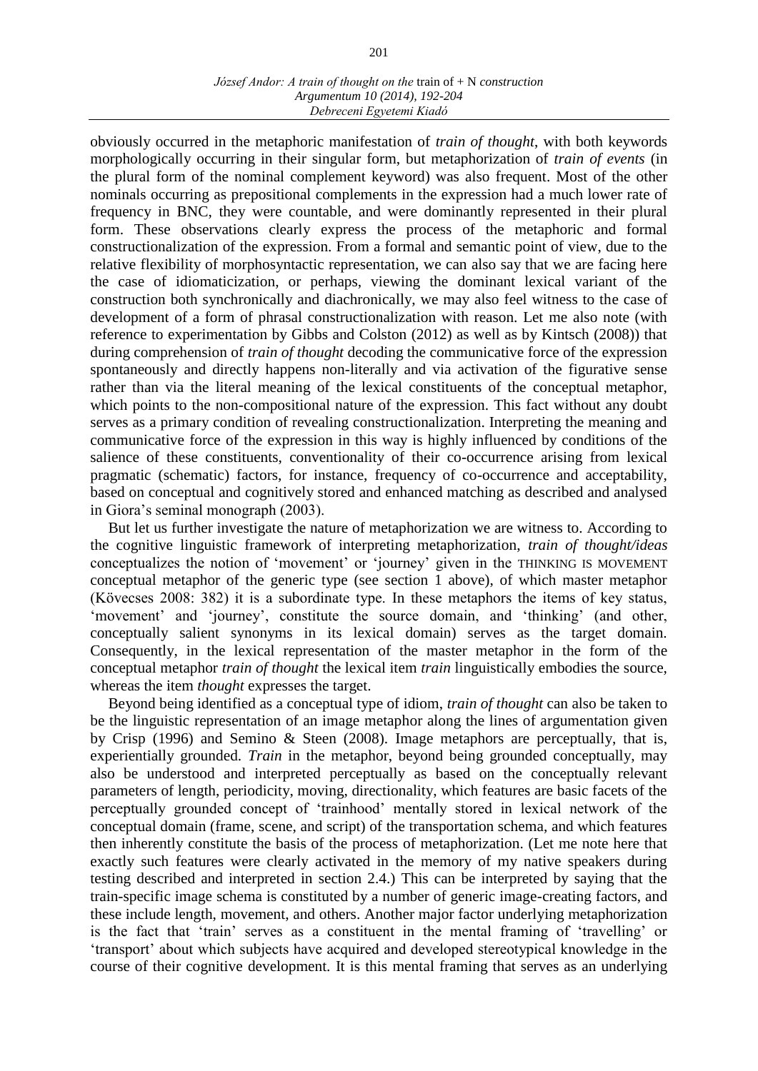obviously occurred in the metaphoric manifestation of *train of thought*, with both keywords morphologically occurring in their singular form, but metaphorization of *train of events* (in the plural form of the nominal complement keyword) was also frequent. Most of the other nominals occurring as prepositional complements in the expression had a much lower rate of frequency in BNC, they were countable, and were dominantly represented in their plural form. These observations clearly express the process of the metaphoric and formal constructionalization of the expression. From a formal and semantic point of view, due to the relative flexibility of morphosyntactic representation, we can also say that we are facing here the case of idiomaticization, or perhaps, viewing the dominant lexical variant of the construction both synchronically and diachronically, we may also feel witness to the case of development of a form of phrasal constructionalization with reason. Let me also note (with reference to experimentation by Gibbs and Colston (2012) as well as by Kintsch (2008)) that during comprehension of *train of thought* decoding the communicative force of the expression spontaneously and directly happens non-literally and via activation of the figurative sense rather than via the literal meaning of the lexical constituents of the conceptual metaphor, which points to the non-compositional nature of the expression. This fact without any doubt serves as a primary condition of revealing constructionalization. Interpreting the meaning and communicative force of the expression in this way is highly influenced by conditions of the salience of these constituents, conventionality of their co-occurrence arising from lexical pragmatic (schematic) factors, for instance, frequency of co-occurrence and acceptability, based on conceptual and cognitively stored and enhanced matching as described and analysed in Giora's seminal monograph (2003).

But let us further investigate the nature of metaphorization we are witness to. According to the cognitive linguistic framework of interpreting metaphorization, *train of thought/ideas* conceptualizes the notion of 'movement' or 'journey' given in the THINKING IS MOVEMENT conceptual metaphor of the generic type (see section 1 above), of which master metaphor (Kövecses 2008: 382) it is a subordinate type. In these metaphors the items of key status, 'movement' and 'journey', constitute the source domain, and 'thinking' (and other, conceptually salient synonyms in its lexical domain) serves as the target domain. Consequently, in the lexical representation of the master metaphor in the form of the conceptual metaphor *train of thought* the lexical item *train* linguistically embodies the source, whereas the item *thought* expresses the target.

Beyond being identified as a conceptual type of idiom, *train of thought* can also be taken to be the linguistic representation of an image metaphor along the lines of argumentation given by Crisp (1996) and Semino & Steen (2008). Image metaphors are perceptually, that is, experientially grounded. *Train* in the metaphor, beyond being grounded conceptually, may also be understood and interpreted perceptually as based on the conceptually relevant parameters of length, periodicity, moving, directionality, which features are basic facets of the perceptually grounded concept of 'trainhood' mentally stored in lexical network of the conceptual domain (frame, scene, and script) of the transportation schema, and which features then inherently constitute the basis of the process of metaphorization. (Let me note here that exactly such features were clearly activated in the memory of my native speakers during testing described and interpreted in section 2.4.) This can be interpreted by saying that the train-specific image schema is constituted by a number of generic image-creating factors, and these include length, movement, and others. Another major factor underlying metaphorization is the fact that 'train' serves as a constituent in the mental framing of 'travelling' or 'transport' about which subjects have acquired and developed stereotypical knowledge in the course of their cognitive development. It is this mental framing that serves as an underlying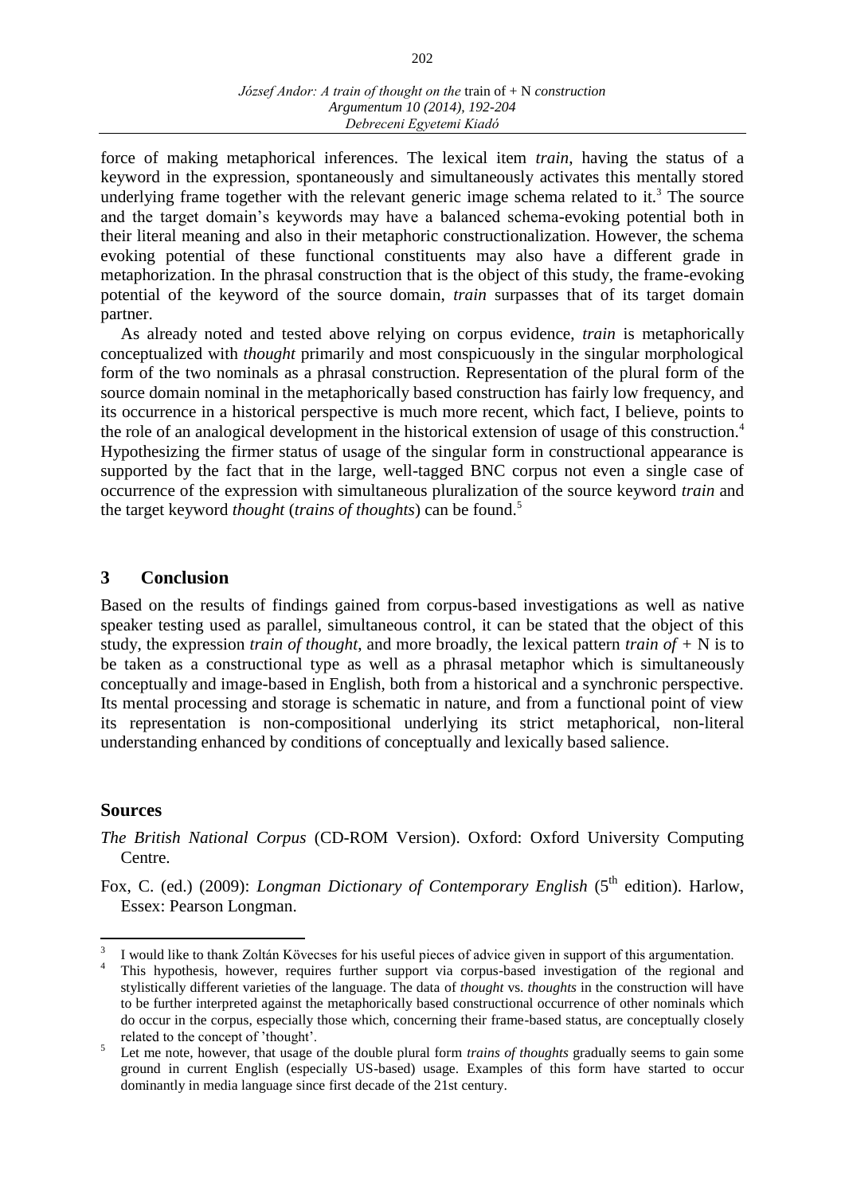force of making metaphorical inferences. The lexical item *train*, having the status of a keyword in the expression, spontaneously and simultaneously activates this mentally stored underlying frame together with the relevant generic image schema related to it.[3] The source and the target domain's keywords may have a balanced schema-evoking potential both in their literal meaning and also in their metaphoric constructionalization. However, the schema evoking potential of these functional constituents may also have a different grade in metaphorization. In the phrasal construction that is the object of this study, the frame-evoking potential of the keyword of the source domain, *train* surpasses that of its target domain partner.

As already noted and tested above relying on corpus evidence, *train* is metaphorically conceptualized with *thought* primarily and most conspicuously in the singular morphological form of the two nominals as a phrasal construction. Representation of the plural form of the source domain nominal in the metaphorically based construction has fairly low frequency, and its occurrence in a historical perspective is much more recent, which fact, I believe, points to the role of an analogical development in the historical extension of usage of this construction.[4] Hypothesizing the firmer status of usage of the singular form in constructional appearance is supported by the fact that in the large, well-tagged BNC corpus not even a single case of occurrence of the expression with simultaneous pluralization of the source keyword *train* and the target keyword *thought* (*trains of thoughts*) can be found.[5]

## 3 Conclusion

Based on the results of findings gained from corpus-based investigations as well as native speaker testing used as parallel, simultaneous control, it can be stated that the object of this study, the expression *train of thought*, and more broadly, the lexical pattern *train of* + N is to be taken as a constructional type as well as a phrasal metaphor which is simultaneously conceptually and image-based in English, both from a historical and a synchronic perspective. Its mental processing and storage is schematic in nature, and from a functional point of view its representation is non-compositional underlying its strict metaphorical, non-literal understanding enhanced by conditions of conceptually and lexically based salience.

## Sources

*The British National Corpus* (CD-ROM Version). Oxford: Oxford University Computing Centre.

Fox, C. (ed.) (2009): *Longman Dictionary of Contemporary English* (5th edition). Harlow, Essex: Pearson Longman.

---

[3] I would like to thank Zoltán Kövecses for his useful pieces of advice given in support of this argumentation.

[4] This hypothesis, however, requires further support via corpus-based investigation of the regional and stylistically different varieties of the language. The data of *thought* vs. *thoughts* in the construction will have to be further interpreted against the metaphorically based constructional occurrence of other nominals which do occur in the corpus, especially those which, concerning their frame-based status, are conceptually closely related to the concept of 'thought'.

[5] Let me note, however, that usage of the double plural form *trains of thoughts* gradually seems to gain some ground in current English (especially US-based) usage. Examples of this form have started to occur dominantly in media language since first decade of the 21st century.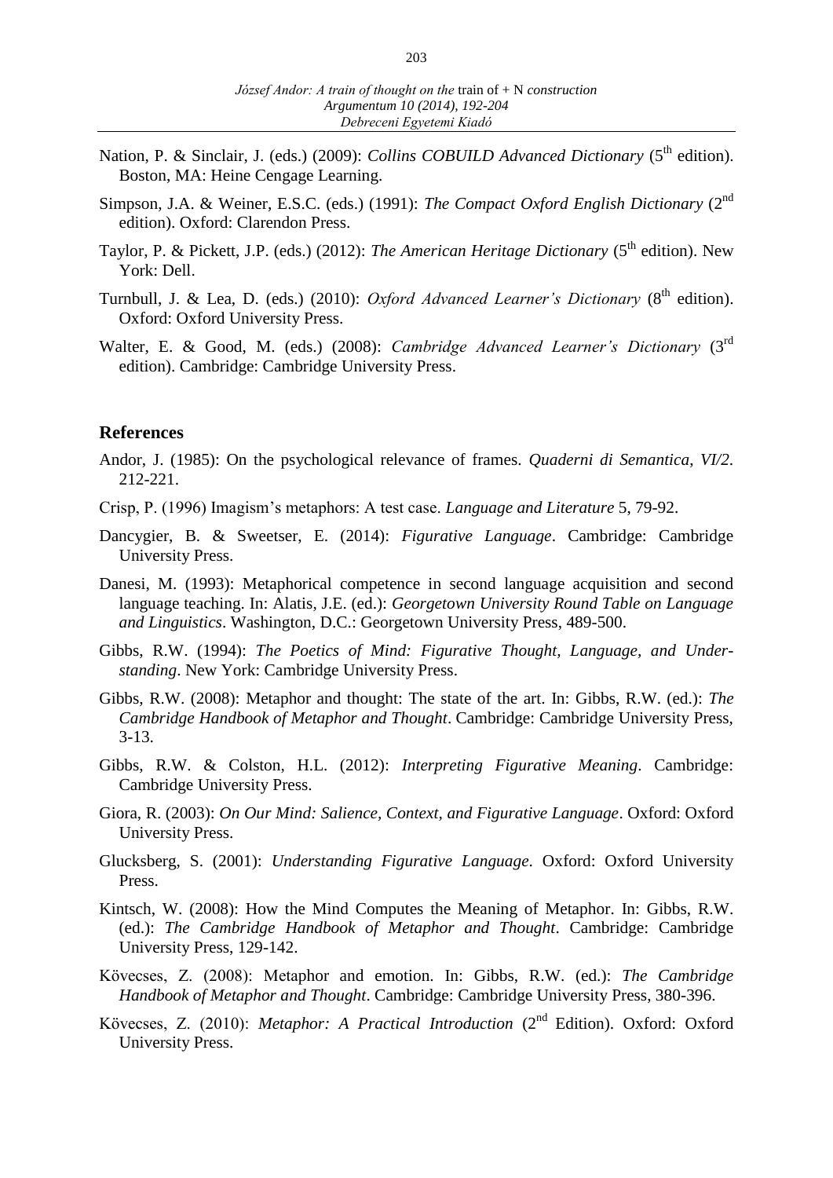Nation, P. & Sinclair, J. (eds.) (2009): *Collins COBUILD Advanced Dictionary* (5th edition). Boston, MA: Heine Cengage Learning.

Simpson, J.A. & Weiner, E.S.C. (eds.) (1991): *The Compact Oxford English Dictionary* (2nd edition). Oxford: Clarendon Press.

Taylor, P. & Pickett, J.P. (eds.) (2012): *The American Heritage Dictionary* (5th edition). New York: Dell.

Turnbull, J. & Lea, D. (eds.) (2010): *Oxford Advanced Learner's Dictionary* (8th edition). Oxford: Oxford University Press.

Walter, E. & Good, M. (eds.) (2008): *Cambridge Advanced Learner's Dictionary* (3rd edition). Cambridge: Cambridge University Press.

## References

Andor, J. (1985): On the psychological relevance of frames. *Quaderni di Semantica, VI/2*. 212-221.

Crisp, P. (1996) Imagism's metaphors: A test case. *Language and Literature* 5, 79-92.

Dancygier, B. & Sweetser, E. (2014): *Figurative Language*. Cambridge: Cambridge University Press.

Danesi, M. (1993): Metaphorical competence in second language acquisition and second language teaching. In: Alatis, J.E. (ed.): *Georgetown University Round Table on Language and Linguistics*. Washington, D.C.: Georgetown University Press, 489-500.

Gibbs, R.W. (1994): *The Poetics of Mind: Figurative Thought, Language, and Understanding*. New York: Cambridge University Press.

Gibbs, R.W. (2008): Metaphor and thought: The state of the art. In: Gibbs, R.W. (ed.): *The Cambridge Handbook of Metaphor and Thought*. Cambridge: Cambridge University Press, 3-13.

Gibbs, R.W. & Colston, H.L. (2012): *Interpreting Figurative Meaning*. Cambridge: Cambridge University Press.

Giora, R. (2003): *On Our Mind: Salience, Context, and Figurative Language*. Oxford: Oxford University Press.

Glucksberg, S. (2001): *Understanding Figurative Language*. Oxford: Oxford University Press.

Kintsch, W. (2008): How the Mind Computes the Meaning of Metaphor. In: Gibbs, R.W. (ed.): *The Cambridge Handbook of Metaphor and Thought*. Cambridge: Cambridge University Press, 129-142.

Kövecses, Z. (2008): Metaphor and emotion. In: Gibbs, R.W. (ed.): *The Cambridge Handbook of Metaphor and Thought*. Cambridge: Cambridge University Press, 380-396.

Kövecses, Z. (2010): *Metaphor: A Practical Introduction* (2nd Edition). Oxford: Oxford University Press.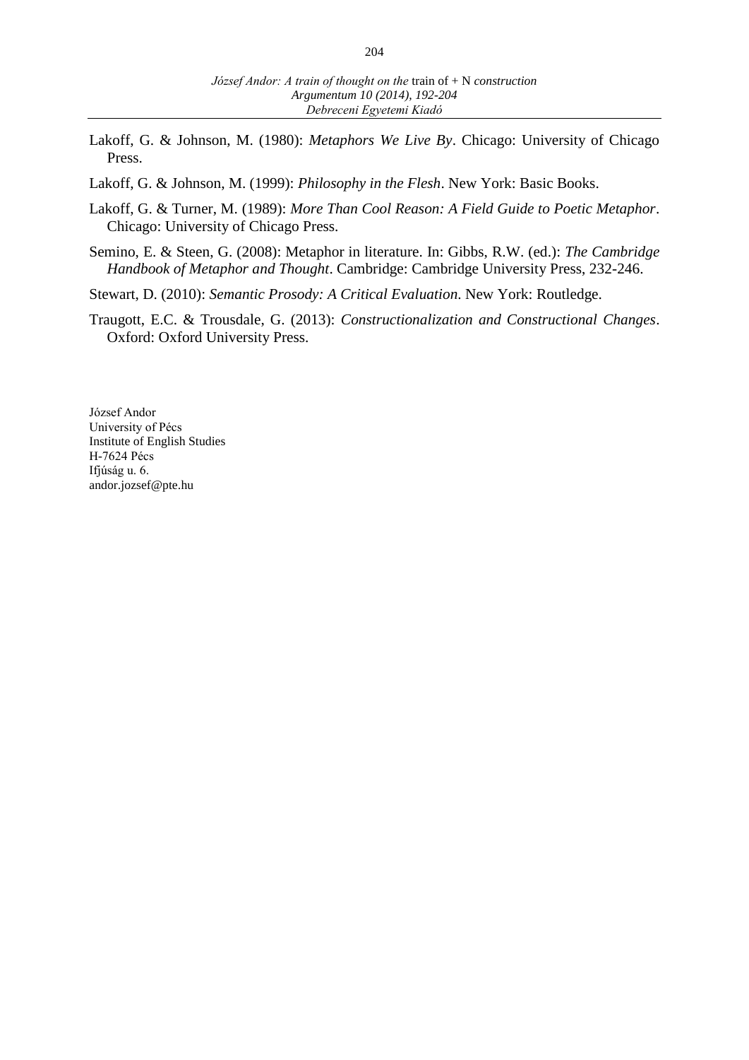Lakoff, G. & Johnson, M. (1980): *Metaphors We Live By*. Chicago: University of Chicago Press.

Lakoff, G. & Johnson, M. (1999): *Philosophy in the Flesh*. New York: Basic Books.

Lakoff, G. & Turner, M. (1989): *More Than Cool Reason: A Field Guide to Poetic Metaphor*. Chicago: University of Chicago Press.

Semino, E. & Steen, G. (2008): Metaphor in literature. In: Gibbs, R.W. (ed.): *The Cambridge Handbook of Metaphor and Thought*. Cambridge: Cambridge University Press, 232-246.

Stewart, D. (2010): *Semantic Prosody: A Critical Evaluation*. New York: Routledge.

Traugott, E.C. & Trousdale, G. (2013): *Constructionalization and Constructional Changes*. Oxford: Oxford University Press.

József Andor
University of Pécs
Institute of English Studies
H-7624 Pécs
Ifjúság u. 6.
andor.jozsef@pte.hu